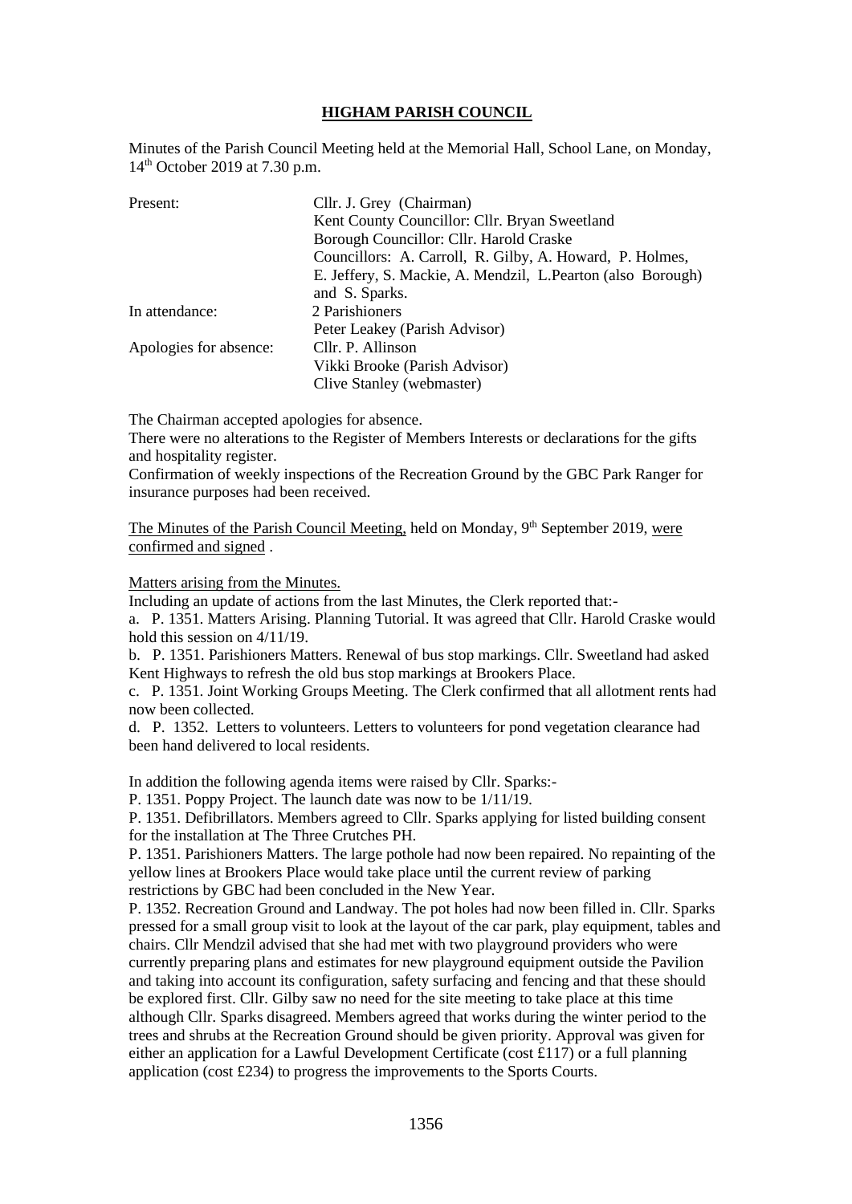# HIGHAM PARISH COUNCIL

Minutes of the Parish Council Meeting held at the Memorial Hall, School Lane, on Monday, 14th October 2019 at 7.30 p.m.

| | |
|---|---|
| Present: | Cllr. J. Grey (Chairman) |
| | Kent County Councillor: Cllr. Bryan Sweetland |
| | Borough Councillor: Cllr. Harold Craske |
| | Councillors: A. Carroll, R. Gilby, A. Howard, P. Holmes, E. Jeffery, S. Mackie, A. Mendzil, L.Pearton (also Borough) and S. Sparks. |
| In attendance: | 2 Parishioners |
| | Peter Leakey (Parish Advisor) |
| Apologies for absence: | Cllr. P. Allinson |
| | Vikki Brooke (Parish Advisor) |
| | Clive Stanley (webmaster) |

The Chairman accepted apologies for absence.

There were no alterations to the Register of Members Interests or declarations for the gifts and hospitality register.

Confirmation of weekly inspections of the Recreation Ground by the GBC Park Ranger for insurance purposes had been received.

The Minutes of the Parish Council Meeting, held on Monday, 9th September 2019, were confirmed and signed .

Matters arising from the Minutes.

Including an update of actions from the last Minutes, the Clerk reported that:-

a. P. 1351. Matters Arising. Planning Tutorial. It was agreed that Cllr. Harold Craske would hold this session on 4/11/19.

b. P. 1351. Parishioners Matters. Renewal of bus stop markings. Cllr. Sweetland had asked Kent Highways to refresh the old bus stop markings at Brookers Place.

c. P. 1351. Joint Working Groups Meeting. The Clerk confirmed that all allotment rents had now been collected.

d. P. 1352. Letters to volunteers. Letters to volunteers for pond vegetation clearance had been hand delivered to local residents.

In addition the following agenda items were raised by Cllr. Sparks:-

P. 1351. Poppy Project. The launch date was now to be 1/11/19.

P. 1351. Defibrillators. Members agreed to Cllr. Sparks applying for listed building consent for the installation at The Three Crutches PH.

P. 1351. Parishioners Matters. The large pothole had now been repaired. No repainting of the yellow lines at Brookers Place would take place until the current review of parking restrictions by GBC had been concluded in the New Year.

P. 1352. Recreation Ground and Landway. The pot holes had now been filled in. Cllr. Sparks pressed for a small group visit to look at the layout of the car park, play equipment, tables and chairs. Cllr Mendzil advised that she had met with two playground providers who were currently preparing plans and estimates for new playground equipment outside the Pavilion and taking into account its configuration, safety surfacing and fencing and that these should be explored first. Cllr. Gilby saw no need for the site meeting to take place at this time although Cllr. Sparks disagreed. Members agreed that works during the winter period to the trees and shrubs at the Recreation Ground should be given priority. Approval was given for either an application for a Lawful Development Certificate (cost £117) or a full planning application (cost £234) to progress the improvements to the Sports Courts.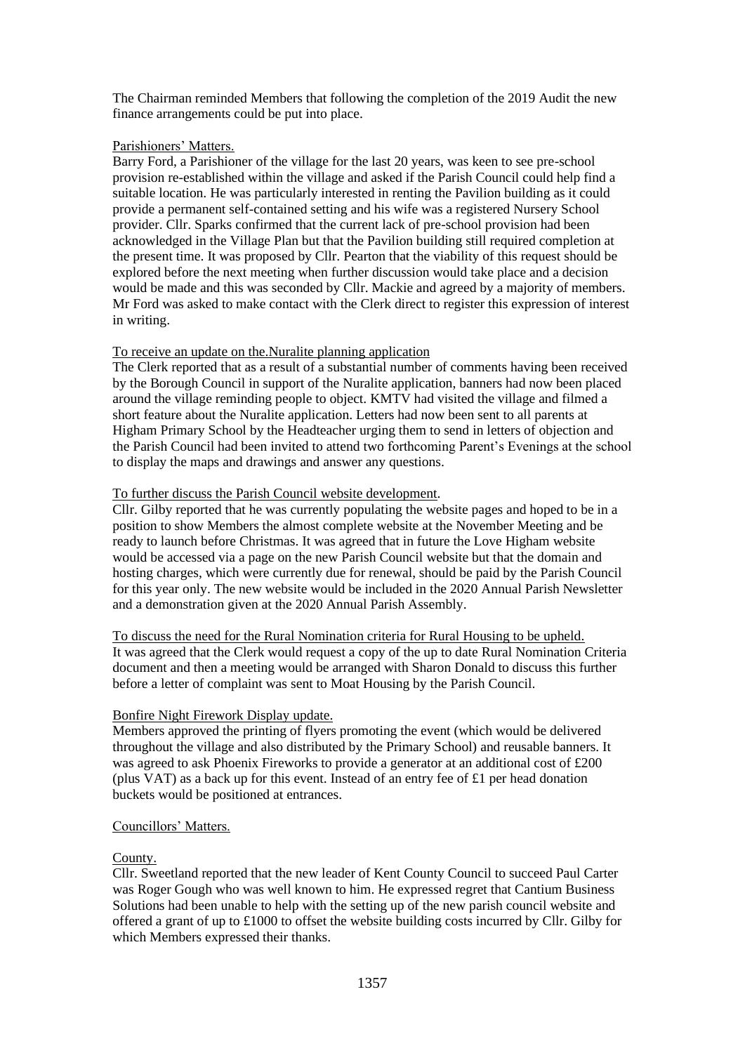The Chairman reminded Members that following the completion of the 2019 Audit the new finance arrangements could be put into place.

Parishioners' Matters.

Barry Ford, a Parishioner of the village for the last 20 years, was keen to see pre-school provision re-established within the village and asked if the Parish Council could help find a suitable location. He was particularly interested in renting the Pavilion building as it could provide a permanent self-contained setting and his wife was a registered Nursery School provider. Cllr. Sparks confirmed that the current lack of pre-school provision had been acknowledged in the Village Plan but that the Pavilion building still required completion at the present time. It was proposed by Cllr. Pearton that the viability of this request should be explored before the next meeting when further discussion would take place and a decision would be made and this was seconded by Cllr. Mackie and agreed by a majority of members. Mr Ford was asked to make contact with the Clerk direct to register this expression of interest in writing.

To receive an update on the.Nuralite planning application

The Clerk reported that as a result of a substantial number of comments having been received by the Borough Council in support of the Nuralite application, banners had now been placed around the village reminding people to object. KMTV had visited the village and filmed a short feature about the Nuralite application. Letters had now been sent to all parents at Higham Primary School by the Headteacher urging them to send in letters of objection and the Parish Council had been invited to attend two forthcoming Parent's Evenings at the school to display the maps and drawings and answer any questions.

To further discuss the Parish Council website development.

Cllr. Gilby reported that he was currently populating the website pages and hoped to be in a position to show Members the almost complete website at the November Meeting and be ready to launch before Christmas. It was agreed that in future the Love Higham website would be accessed via a page on the new Parish Council website but that the domain and hosting charges, which were currently due for renewal, should be paid by the Parish Council for this year only. The new website would be included in the 2020 Annual Parish Newsletter and a demonstration given at the 2020 Annual Parish Assembly.

To discuss the need for the Rural Nomination criteria for Rural Housing to be upheld.

It was agreed that the Clerk would request a copy of the up to date Rural Nomination Criteria document and then a meeting would be arranged with Sharon Donald to discuss this further before a letter of complaint was sent to Moat Housing by the Parish Council.

Bonfire Night Firework Display update.

Members approved the printing of flyers promoting the event (which would be delivered throughout the village and also distributed by the Primary School) and reusable banners. It was agreed to ask Phoenix Fireworks to provide a generator at an additional cost of £200 (plus VAT) as a back up for this event. Instead of an entry fee of £1 per head donation buckets would be positioned at entrances.

Councillors' Matters.

County.

Cllr. Sweetland reported that the new leader of Kent County Council to succeed Paul Carter was Roger Gough who was well known to him. He expressed regret that Cantium Business Solutions had been unable to help with the setting up of the new parish council website and offered a grant of up to £1000 to offset the website building costs incurred by Cllr. Gilby for which Members expressed their thanks.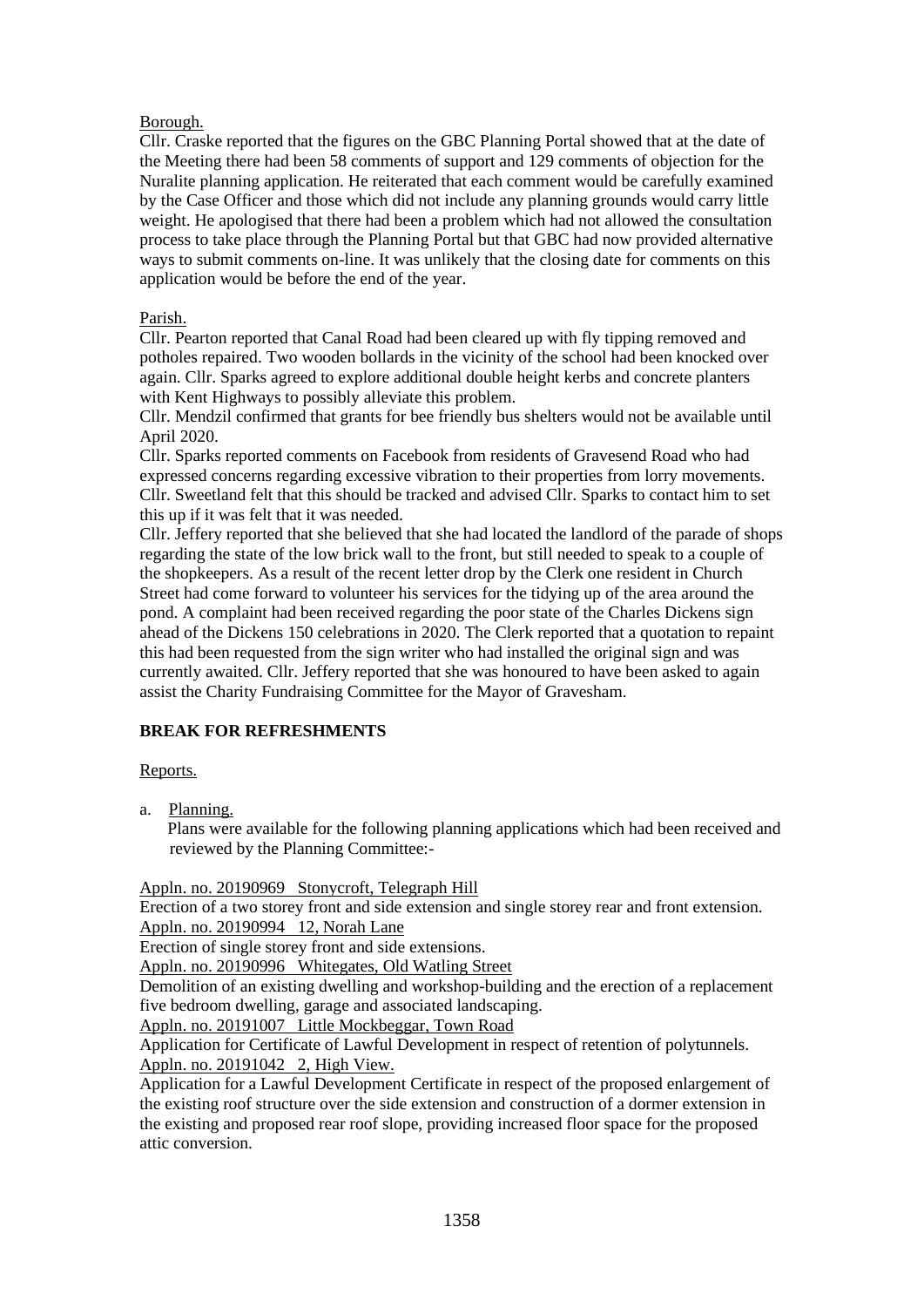Borough.

Cllr. Craske reported that the figures on the GBC Planning Portal showed that at the date of the Meeting there had been 58 comments of support and 129 comments of objection for the Nuralite planning application. He reiterated that each comment would be carefully examined by the Case Officer and those which did not include any planning grounds would carry little weight. He apologised that there had been a problem which had not allowed the consultation process to take place through the Planning Portal but that GBC had now provided alternative ways to submit comments on-line. It was unlikely that the closing date for comments on this application would be before the end of the year.

Parish.

Cllr. Pearton reported that Canal Road had been cleared up with fly tipping removed and potholes repaired. Two wooden bollards in the vicinity of the school had been knocked over again. Cllr. Sparks agreed to explore additional double height kerbs and concrete planters with Kent Highways to possibly alleviate this problem.

Cllr. Mendzil confirmed that grants for bee friendly bus shelters would not be available until April 2020.

Cllr. Sparks reported comments on Facebook from residents of Gravesend Road who had expressed concerns regarding excessive vibration to their properties from lorry movements. Cllr. Sweetland felt that this should be tracked and advised Cllr. Sparks to contact him to set this up if it was felt that it was needed.

Cllr. Jeffery reported that she believed that she had located the landlord of the parade of shops regarding the state of the low brick wall to the front, but still needed to speak to a couple of the shopkeepers. As a result of the recent letter drop by the Clerk one resident in Church Street had come forward to volunteer his services for the tidying up of the area around the pond. A complaint had been received regarding the poor state of the Charles Dickens sign ahead of the Dickens 150 celebrations in 2020. The Clerk reported that a quotation to repaint this had been requested from the sign writer who had installed the original sign and was currently awaited. Cllr. Jeffery reported that she was honoured to have been asked to again assist the Charity Fundraising Committee for the Mayor of Gravesham.

**BREAK FOR REFRESHMENTS**

Reports.

a. Planning.

Plans were available for the following planning applications which had been received and reviewed by the Planning Committee:-

Appln. no. 20190969 Stonycroft, Telegraph Hill

Erection of a two storey front and side extension and single storey rear and front extension.

Appln. no. 20190994 12, Norah Lane

Erection of single storey front and side extensions.

Appln. no. 20190996 Whitegates, Old Watling Street

Demolition of an existing dwelling and workshop-building and the erection of a replacement five bedroom dwelling, garage and associated landscaping.

Appln. no. 20191007 Little Mockbeggar, Town Road

Application for Certificate of Lawful Development in respect of retention of polytunnels.

Appln. no. 20191042 2, High View.

Application for a Lawful Development Certificate in respect of the proposed enlargement of the existing roof structure over the side extension and construction of a dormer extension in the existing and proposed rear roof slope, providing increased floor space for the proposed attic conversion.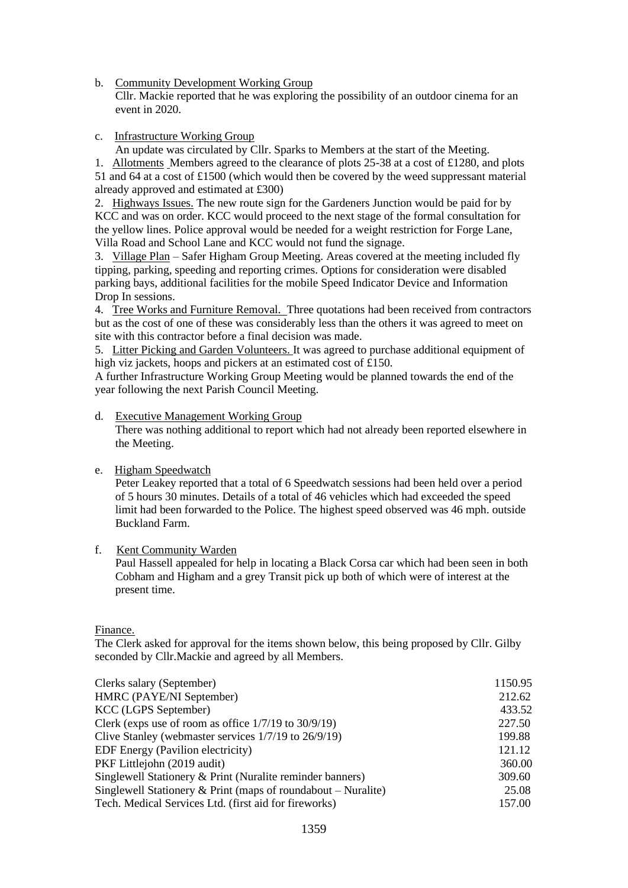b. <u>Community Development Working Group</u>
   Cllr. Mackie reported that he was exploring the possibility of an outdoor cinema for an event in 2020.

c. <u>Infrastructure Working Group</u>
   An update was circulated by Cllr. Sparks to Members at the start of the Meeting.

1. <u>Allotments</u> Members agreed to the clearance of plots 25-38 at a cost of £1280, and plots 51 and 64 at a cost of £1500 (which would then be covered by the weed suppressant material already approved and estimated at £300)
2. <u>Highways Issues.</u> The new route sign for the Gardeners Junction would be paid for by KCC and was on order. KCC would proceed to the next stage of the formal consultation for the yellow lines. Police approval would be needed for a weight restriction for Forge Lane, Villa Road and School Lane and KCC would not fund the signage.
3. <u>Village Plan</u> – Safer Higham Group Meeting. Areas covered at the meeting included fly tipping, parking, speeding and reporting crimes. Options for consideration were disabled parking bays, additional facilities for the mobile Speed Indicator Device and Information Drop In sessions.
4. <u>Tree Works and Furniture Removal.</u> Three quotations had been received from contractors but as the cost of one of these was considerably less than the others it was agreed to meet on site with this contractor before a final decision was made.
5. <u>Litter Picking and Garden Volunteers.</u> It was agreed to purchase additional equipment of high viz jackets, hoops and pickers at an estimated cost of £150.

A further Infrastructure Working Group Meeting would be planned towards the end of the year following the next Parish Council Meeting.

d. <u>Executive Management Working Group</u>
   There was nothing additional to report which had not already been reported elsewhere in the Meeting.

e. <u>Higham Speedwatch</u>
   Peter Leakey reported that a total of 6 Speedwatch sessions had been held over a period of 5 hours 30 minutes. Details of a total of 46 vehicles which had exceeded the speed limit had been forwarded to the Police. The highest speed observed was 46 mph. outside Buckland Farm.

f. <u>Kent Community Warden</u>
   Paul Hassell appealed for help in locating a Black Corsa car which had been seen in both Cobham and Higham and a grey Transit pick up both of which were of interest at the present time.

<u>Finance.</u>

The Clerk asked for approval for the items shown below, this being proposed by Cllr. Gilby seconded by Cllr.Mackie and agreed by all Members.

| | |
|---|---|
| Clerks salary (September) | 1150.95 |
| HMRC (PAYE/NI September) | 212.62 |
| KCC (LGPS September) | 433.52 |
| Clerk (exps use of room as office 1/7/19 to 30/9/19) | 227.50 |
| Clive Stanley (webmaster services 1/7/19 to 26/9/19) | 199.88 |
| EDF Energy (Pavilion electricity) | 121.12 |
| PKF Littlejohn (2019 audit) | 360.00 |
| Singlewell Stationery & Print (Nuralite reminder banners) | 309.60 |
| Singlewell Stationery & Print (maps of roundabout – Nuralite) | 25.08 |
| Tech. Medical Services Ltd. (first aid for fireworks) | 157.00 |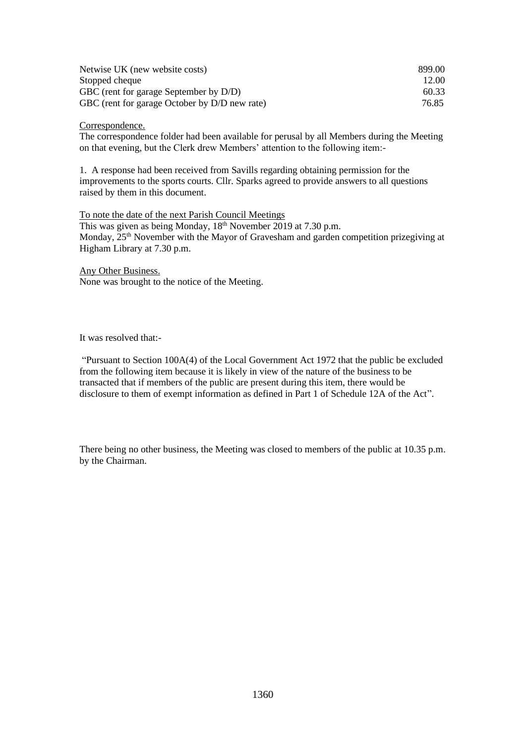| | |
|---|---|
| Netwise UK (new website costs) | 899.00 |
| Stopped cheque | 12.00 |
| GBC (rent for garage September by D/D) | 60.33 |
| GBC (rent for garage October by D/D new rate) | 76.85 |

Correspondence.

The correspondence folder had been available for perusal by all Members during the Meeting on that evening, but the Clerk drew Members' attention to the following item:-

1. A response had been received from Savills regarding obtaining permission for the improvements to the sports courts. Cllr. Sparks agreed to provide answers to all questions raised by them in this document.

To note the date of the next Parish Council Meetings

This was given as being Monday, 18th November 2019 at 7.30 p.m.
Monday, 25th November with the Mayor of Gravesham and garden competition prizegiving at Higham Library at 7.30 p.m.

Any Other Business.

None was brought to the notice of the Meeting.

It was resolved that:-

"Pursuant to Section 100A(4) of the Local Government Act 1972 that the public be excluded from the following item because it is likely in view of the nature of the business to be transacted that if members of the public are present during this item, there would be disclosure to them of exempt information as defined in Part 1 of Schedule 12A of the Act".

There being no other business, the Meeting was closed to members of the public at 10.35 p.m. by the Chairman.